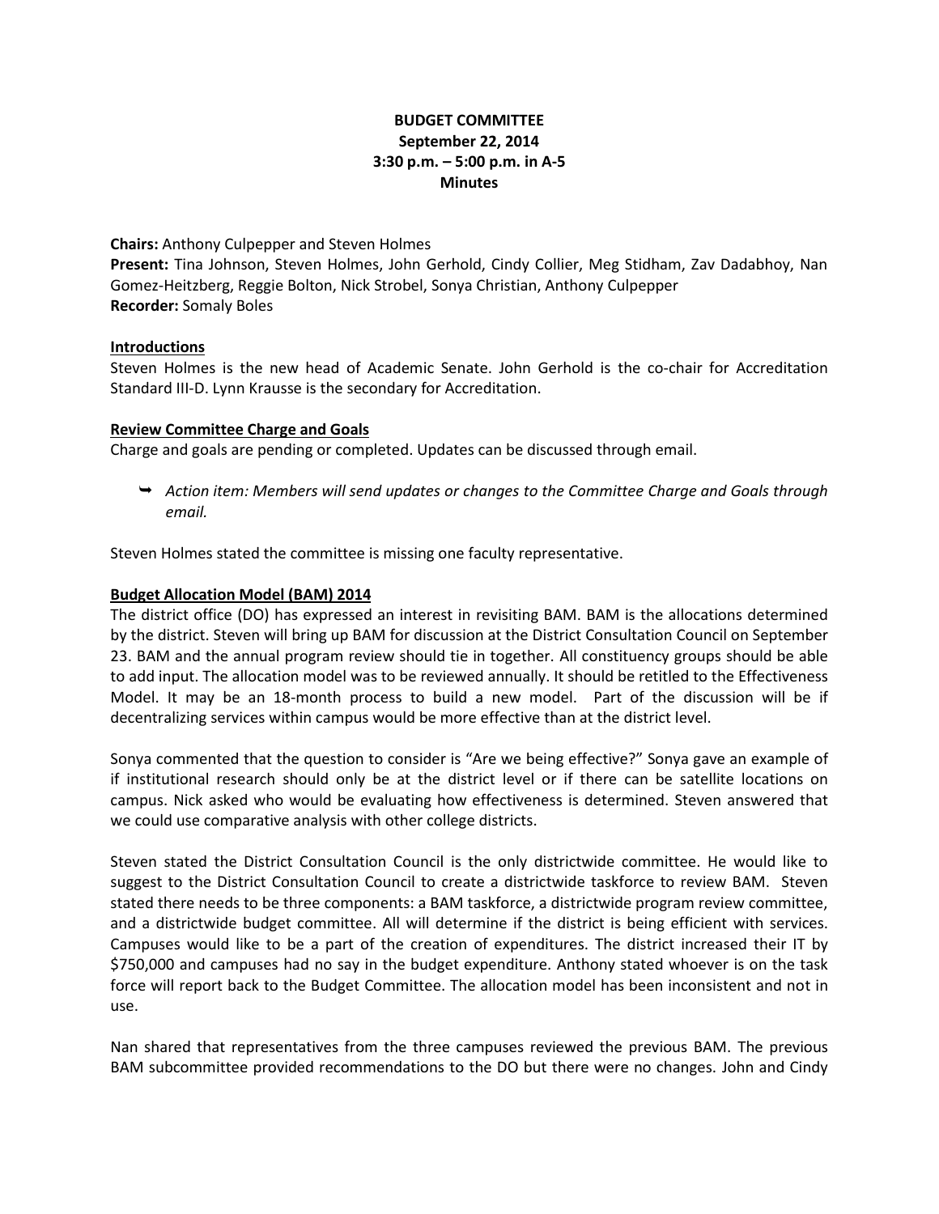**BUDGET COMMITTEE**
**September 22, 2014**
**3:30 p.m. – 5:00 p.m. in A-5**
**Minutes**

**Chairs:** Anthony Culpepper and Steven Holmes
**Present:** Tina Johnson, Steven Holmes, John Gerhold, Cindy Collier, Meg Stidham, Zav Dadabhoy, Nan Gomez-Heitzberg, Reggie Bolton, Nick Strobel, Sonya Christian, Anthony Culpepper
**Recorder:** Somaly Boles

**Introductions**

Steven Holmes is the new head of Academic Senate. John Gerhold is the co-chair for Accreditation Standard III-D. Lynn Krausse is the secondary for Accreditation.

**Review Committee Charge and Goals**

Charge and goals are pending or completed. Updates can be discussed through email.

- ➥ *Action item: Members will send updates or changes to the Committee Charge and Goals through email.*

Steven Holmes stated the committee is missing one faculty representative.

**Budget Allocation Model (BAM) 2014**

The district office (DO) has expressed an interest in revisiting BAM. BAM is the allocations determined by the district. Steven will bring up BAM for discussion at the District Consultation Council on September 23. BAM and the annual program review should tie in together. All constituency groups should be able to add input. The allocation model was to be reviewed annually. It should be retitled to the Effectiveness Model. It may be an 18-month process to build a new model. Part of the discussion will be if decentralizing services within campus would be more effective than at the district level.

Sonya commented that the question to consider is "Are we being effective?" Sonya gave an example of if institutional research should only be at the district level or if there can be satellite locations on campus. Nick asked who would be evaluating how effectiveness is determined. Steven answered that we could use comparative analysis with other college districts.

Steven stated the District Consultation Council is the only districtwide committee. He would like to suggest to the District Consultation Council to create a districtwide taskforce to review BAM. Steven stated there needs to be three components: a BAM taskforce, a districtwide program review committee, and a districtwide budget committee. All will determine if the district is being efficient with services. Campuses would like to be a part of the creation of expenditures. The district increased their IT by $750,000 and campuses had no say in the budget expenditure. Anthony stated whoever is on the task force will report back to the Budget Committee. The allocation model has been inconsistent and not in use.

Nan shared that representatives from the three campuses reviewed the previous BAM. The previous BAM subcommittee provided recommendations to the DO but there were no changes. John and Cindy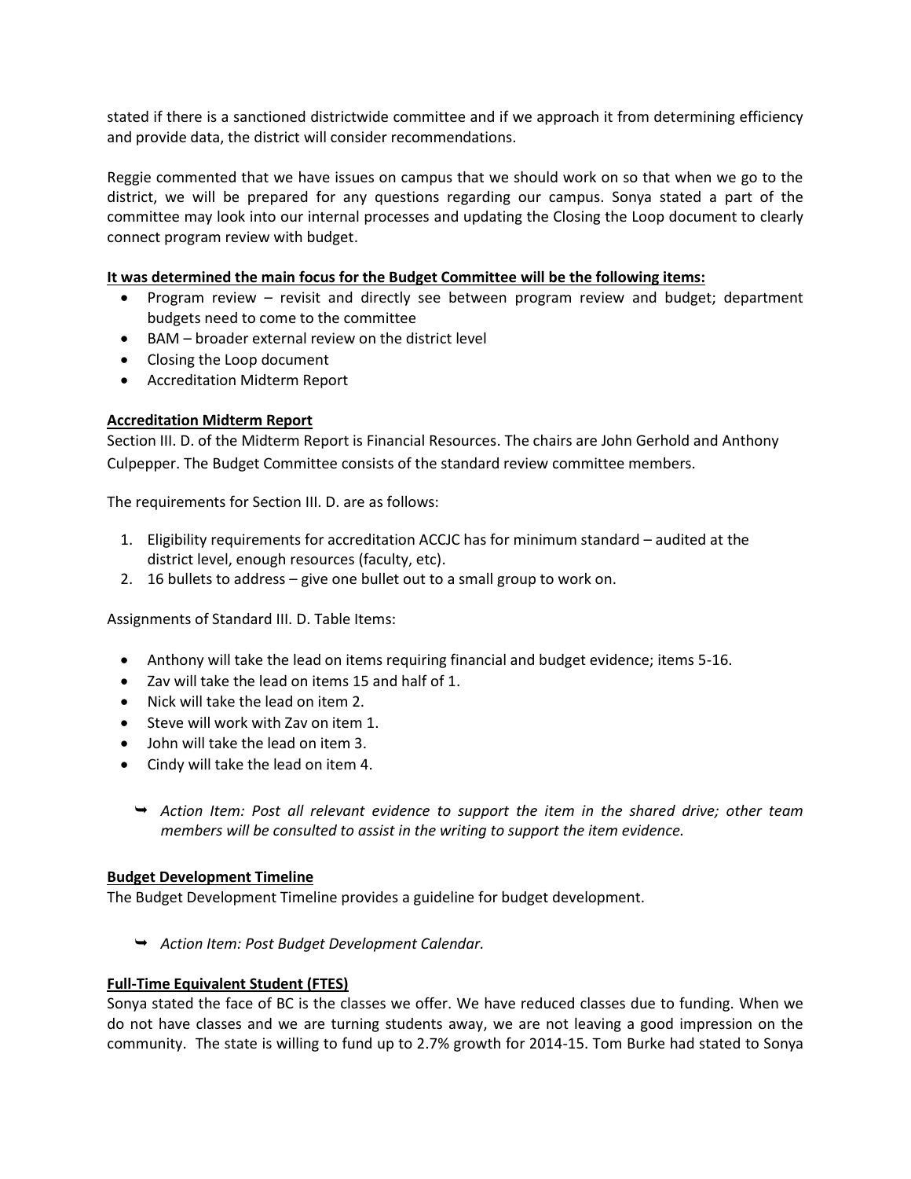stated if there is a sanctioned districtwide committee and if we approach it from determining efficiency and provide data, the district will consider recommendations.

Reggie commented that we have issues on campus that we should work on so that when we go to the district, we will be prepared for any questions regarding our campus. Sonya stated a part of the committee may look into our internal processes and updating the Closing the Loop document to clearly connect program review with budget.

**It was determined the main focus for the Budget Committee will be the following items:**

- Program review – revisit and directly see between program review and budget; department budgets need to come to the committee
- BAM – broader external review on the district level
- Closing the Loop document
- Accreditation Midterm Report

**Accreditation Midterm Report**

Section III. D. of the Midterm Report is Financial Resources. The chairs are John Gerhold and Anthony Culpepper. The Budget Committee consists of the standard review committee members.

The requirements for Section III. D. are as follows:

1. Eligibility requirements for accreditation ACCJC has for minimum standard – audited at the district level, enough resources (faculty, etc).
2. 16 bullets to address – give one bullet out to a small group to work on.

Assignments of Standard III. D. Table Items:

- Anthony will take the lead on items requiring financial and budget evidence; items 5-16.
- Zav will take the lead on items 15 and half of 1.
- Nick will take the lead on item 2.
- Steve will work with Zav on item 1.
- John will take the lead on item 3.
- Cindy will take the lead on item 4.

  - ➥ *Action Item: Post all relevant evidence to support the item in the shared drive; other team members will be consulted to assist in the writing to support the item evidence.*

**Budget Development Timeline**

The Budget Development Timeline provides a guideline for budget development.

- ➥ *Action Item: Post Budget Development Calendar.*

**Full-Time Equivalent Student (FTES)**

Sonya stated the face of BC is the classes we offer. We have reduced classes due to funding. When we do not have classes and we are turning students away, we are not leaving a good impression on the community. The state is willing to fund up to 2.7% growth for 2014-15. Tom Burke had stated to Sonya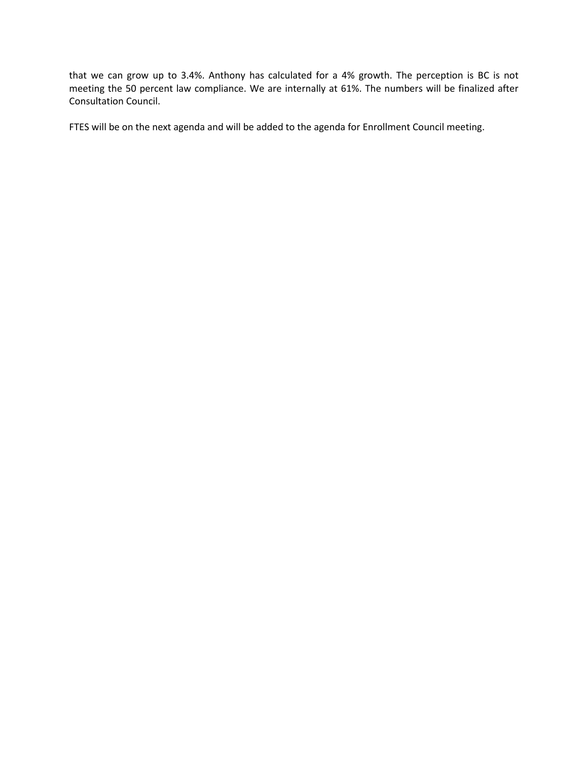that we can grow up to 3.4%. Anthony has calculated for a 4% growth. The perception is BC is not meeting the 50 percent law compliance. We are internally at 61%. The numbers will be finalized after Consultation Council.

FTES will be on the next agenda and will be added to the agenda for Enrollment Council meeting.